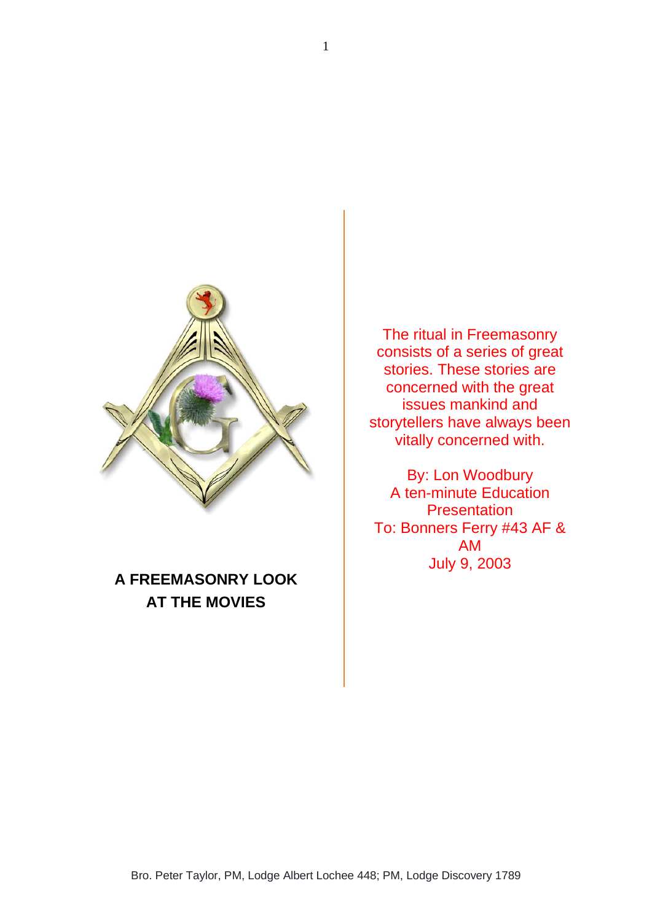# A FREEMASONRY LOOK AT THE MOVIES

The ritual in Freemasonry consists of a series of great stories. These stories are concerned with the great issues mankind and storytellers have always been vitally concerned with.

By: Lon Woodbury
A ten-minute Education Presentation
To: Bonners Ferry #43 AF & AM
July 9, 2003

Bro. Peter Taylor, PM, Lodge Albert Lochee 448; PM, Lodge Discovery 1789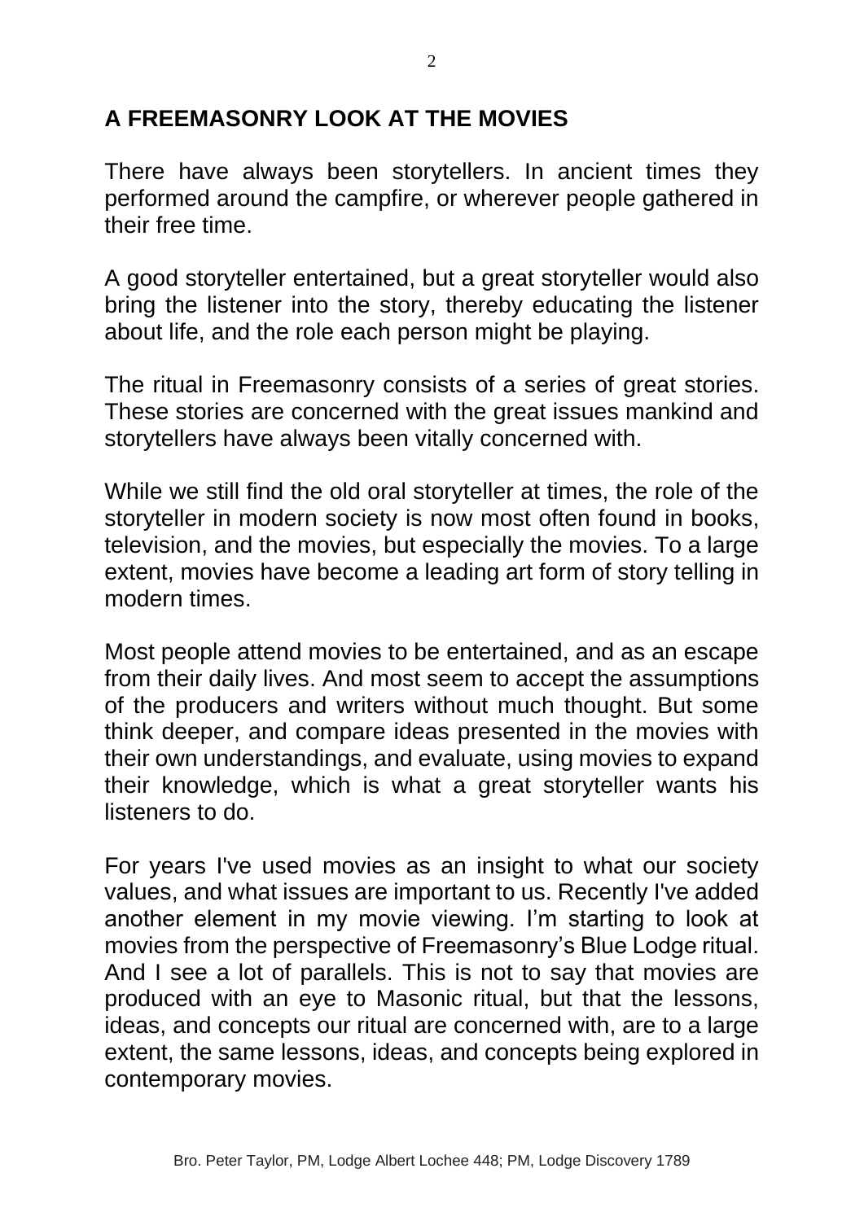## A FREEMASONRY LOOK AT THE MOVIES

There have always been storytellers. In ancient times they performed around the campfire, or wherever people gathered in their free time.

A good storyteller entertained, but a great storyteller would also bring the listener into the story, thereby educating the listener about life, and the role each person might be playing.

The ritual in Freemasonry consists of a series of great stories. These stories are concerned with the great issues mankind and storytellers have always been vitally concerned with.

While we still find the old oral storyteller at times, the role of the storyteller in modern society is now most often found in books, television, and the movies, but especially the movies. To a large extent, movies have become a leading art form of story telling in modern times.

Most people attend movies to be entertained, and as an escape from their daily lives. And most seem to accept the assumptions of the producers and writers without much thought. But some think deeper, and compare ideas presented in the movies with their own understandings, and evaluate, using movies to expand their knowledge, which is what a great storyteller wants his listeners to do.

For years I've used movies as an insight to what our society values, and what issues are important to us. Recently I've added another element in my movie viewing. I'm starting to look at movies from the perspective of Freemasonry's Blue Lodge ritual. And I see a lot of parallels. This is not to say that movies are produced with an eye to Masonic ritual, but that the lessons, ideas, and concepts our ritual are concerned with, are to a large extent, the same lessons, ideas, and concepts being explored in contemporary movies.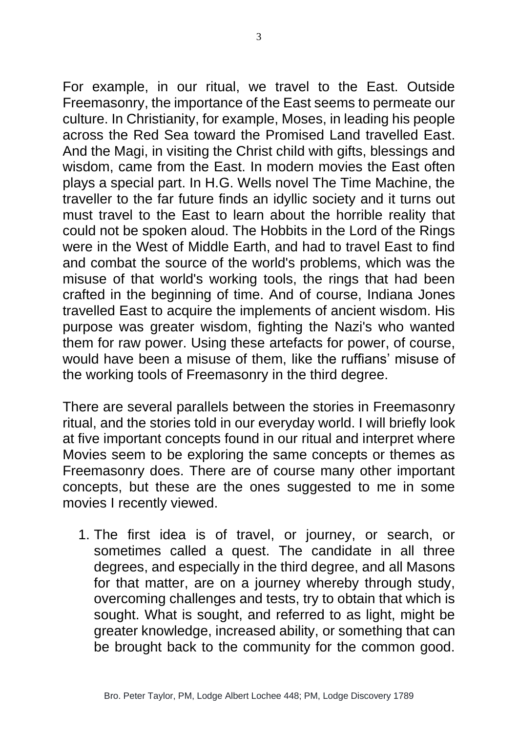For example, in our ritual, we travel to the East. Outside Freemasonry, the importance of the East seems to permeate our culture. In Christianity, for example, Moses, in leading his people across the Red Sea toward the Promised Land travelled East. And the Magi, in visiting the Christ child with gifts, blessings and wisdom, came from the East. In modern movies the East often plays a special part. In H.G. Wells novel The Time Machine, the traveller to the far future finds an idyllic society and it turns out must travel to the East to learn about the horrible reality that could not be spoken aloud. The Hobbits in the Lord of the Rings were in the West of Middle Earth, and had to travel East to find and combat the source of the world's problems, which was the misuse of that world's working tools, the rings that had been crafted in the beginning of time. And of course, Indiana Jones travelled East to acquire the implements of ancient wisdom. His purpose was greater wisdom, fighting the Nazi's who wanted them for raw power. Using these artefacts for power, of course, would have been a misuse of them, like the ruffians' misuse of the working tools of Freemasonry in the third degree.

There are several parallels between the stories in Freemasonry ritual, and the stories told in our everyday world. I will briefly look at five important concepts found in our ritual and interpret where Movies seem to be exploring the same concepts or themes as Freemasonry does. There are of course many other important concepts, but these are the ones suggested to me in some movies I recently viewed.

1. The first idea is of travel, or journey, or search, or sometimes called a quest. The candidate in all three degrees, and especially in the third degree, and all Masons for that matter, are on a journey whereby through study, overcoming challenges and tests, try to obtain that which is sought. What is sought, and referred to as light, might be greater knowledge, increased ability, or something that can be brought back to the community for the common good.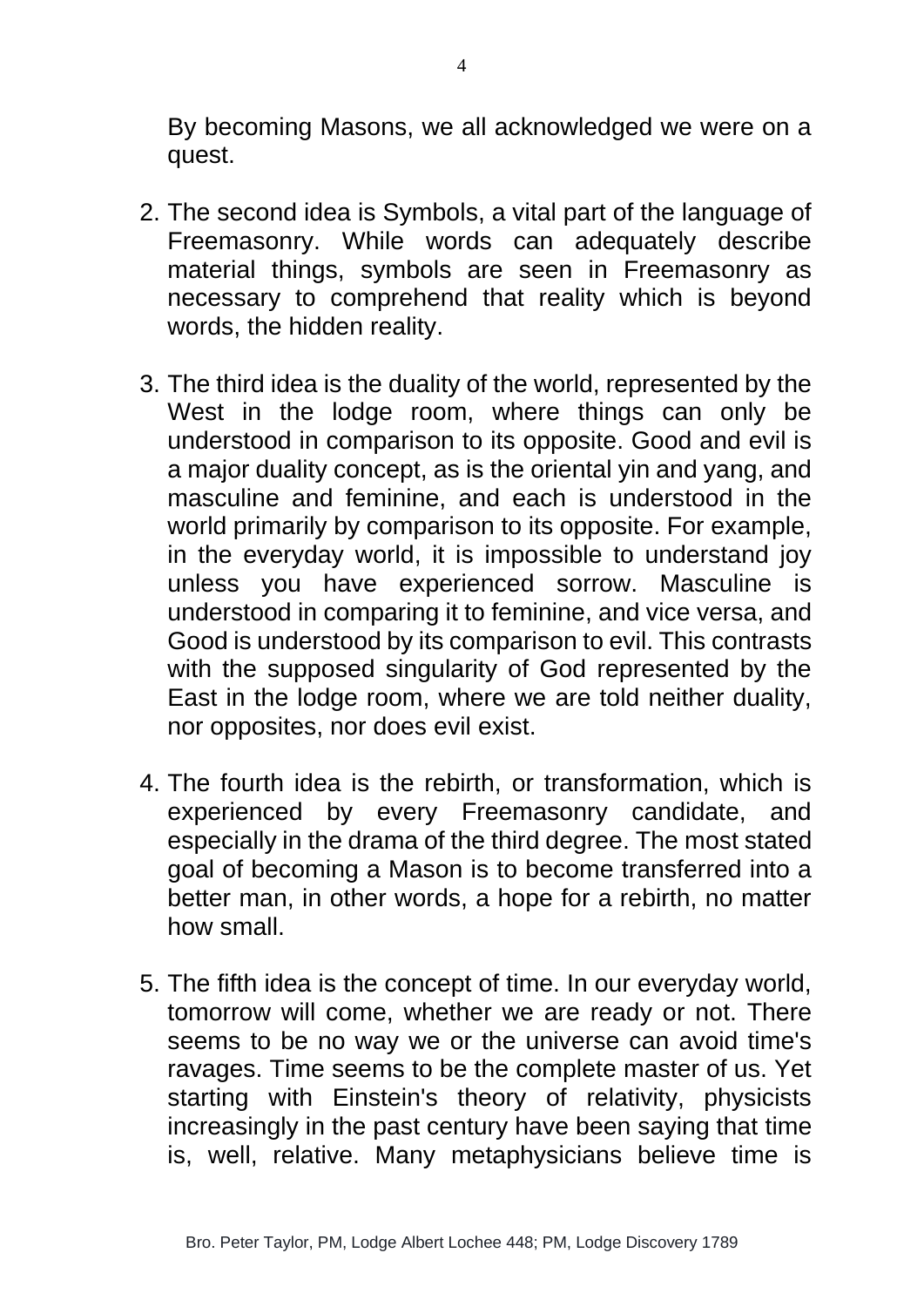By becoming Masons, we all acknowledged we were on a quest.

2. The second idea is Symbols, a vital part of the language of Freemasonry. While words can adequately describe material things, symbols are seen in Freemasonry as necessary to comprehend that reality which is beyond words, the hidden reality.

3. The third idea is the duality of the world, represented by the West in the lodge room, where things can only be understood in comparison to its opposite. Good and evil is a major duality concept, as is the oriental yin and yang, and masculine and feminine, and each is understood in the world primarily by comparison to its opposite. For example, in the everyday world, it is impossible to understand joy unless you have experienced sorrow. Masculine is understood in comparing it to feminine, and vice versa, and Good is understood by its comparison to evil. This contrasts with the supposed singularity of God represented by the East in the lodge room, where we are told neither duality, nor opposites, nor does evil exist.

4. The fourth idea is the rebirth, or transformation, which is experienced by every Freemasonry candidate, and especially in the drama of the third degree. The most stated goal of becoming a Mason is to become transferred into a better man, in other words, a hope for a rebirth, no matter how small.

5. The fifth idea is the concept of time. In our everyday world, tomorrow will come, whether we are ready or not. There seems to be no way we or the universe can avoid time's ravages. Time seems to be the complete master of us. Yet starting with Einstein's theory of relativity, physicists increasingly in the past century have been saying that time is, well, relative. Many metaphysicians believe time is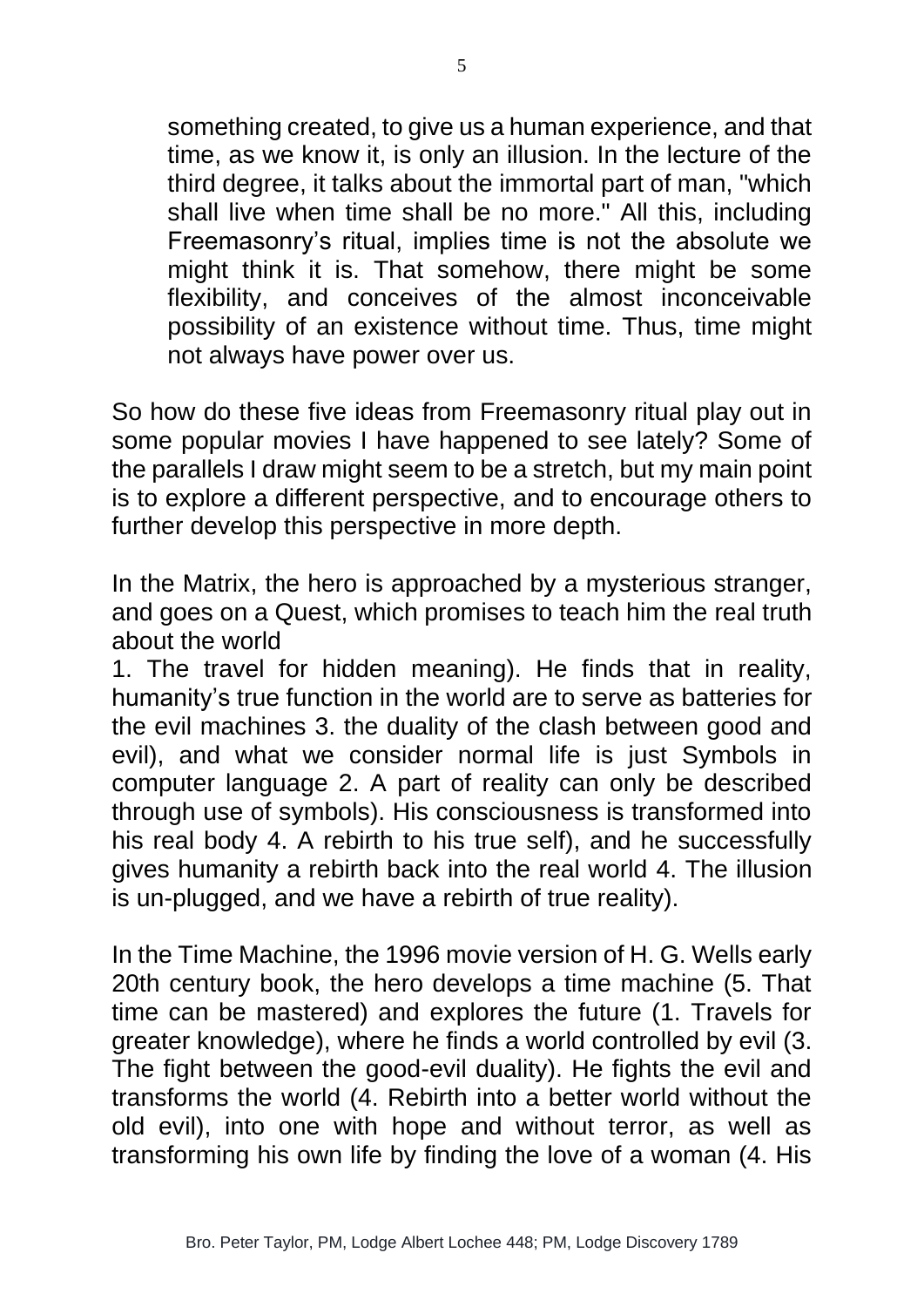something created, to give us a human experience, and that time, as we know it, is only an illusion. In the lecture of the third degree, it talks about the immortal part of man, "which shall live when time shall be no more." All this, including Freemasonry's ritual, implies time is not the absolute we might think it is. That somehow, there might be some flexibility, and conceives of the almost inconceivable possibility of an existence without time. Thus, time might not always have power over us.

So how do these five ideas from Freemasonry ritual play out in some popular movies I have happened to see lately? Some of the parallels I draw might seem to be a stretch, but my main point is to explore a different perspective, and to encourage others to further develop this perspective in more depth.

In the Matrix, the hero is approached by a mysterious stranger, and goes on a Quest, which promises to teach him the real truth about the world
1. The travel for hidden meaning). He finds that in reality, humanity's true function in the world are to serve as batteries for the evil machines 3. the duality of the clash between good and evil), and what we consider normal life is just Symbols in computer language 2. A part of reality can only be described through use of symbols). His consciousness is transformed into his real body 4. A rebirth to his true self), and he successfully gives humanity a rebirth back into the real world 4. The illusion is un-plugged, and we have a rebirth of true reality).

In the Time Machine, the 1996 movie version of H. G. Wells early 20th century book, the hero develops a time machine (5. That time can be mastered) and explores the future (1. Travels for greater knowledge), where he finds a world controlled by evil (3. The fight between the good-evil duality). He fights the evil and transforms the world (4. Rebirth into a better world without the old evil), into one with hope and without terror, as well as transforming his own life by finding the love of a woman (4. His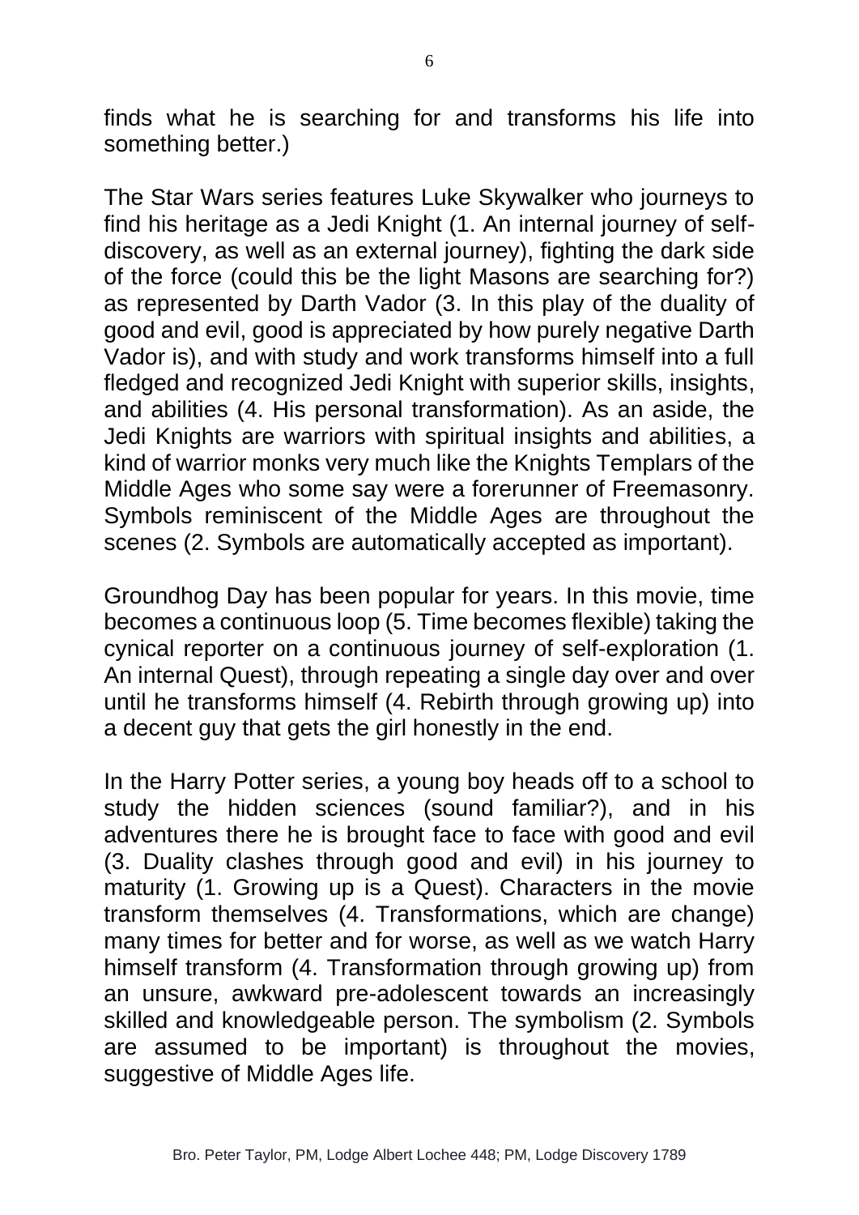finds what he is searching for and transforms his life into something better.)

The Star Wars series features Luke Skywalker who journeys to find his heritage as a Jedi Knight (1. An internal journey of self-discovery, as well as an external journey), fighting the dark side of the force (could this be the light Masons are searching for?) as represented by Darth Vador (3. In this play of the duality of good and evil, good is appreciated by how purely negative Darth Vador is), and with study and work transforms himself into a full fledged and recognized Jedi Knight with superior skills, insights, and abilities (4. His personal transformation). As an aside, the Jedi Knights are warriors with spiritual insights and abilities, a kind of warrior monks very much like the Knights Templars of the Middle Ages who some say were a forerunner of Freemasonry. Symbols reminiscent of the Middle Ages are throughout the scenes (2. Symbols are automatically accepted as important).

Groundhog Day has been popular for years. In this movie, time becomes a continuous loop (5. Time becomes flexible) taking the cynical reporter on a continuous journey of self-exploration (1. An internal Quest), through repeating a single day over and over until he transforms himself (4. Rebirth through growing up) into a decent guy that gets the girl honestly in the end.

In the Harry Potter series, a young boy heads off to a school to study the hidden sciences (sound familiar?), and in his adventures there he is brought face to face with good and evil (3. Duality clashes through good and evil) in his journey to maturity (1. Growing up is a Quest). Characters in the movie transform themselves (4. Transformations, which are change) many times for better and for worse, as well as we watch Harry himself transform (4. Transformation through growing up) from an unsure, awkward pre-adolescent towards an increasingly skilled and knowledgeable person. The symbolism (2. Symbols are assumed to be important) is throughout the movies, suggestive of Middle Ages life.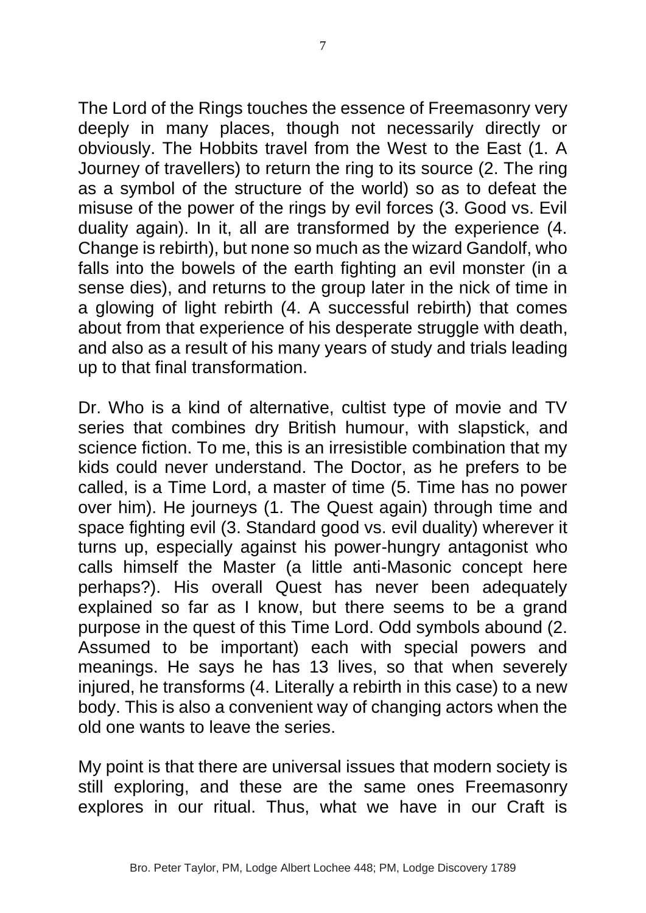The Lord of the Rings touches the essence of Freemasonry very deeply in many places, though not necessarily directly or obviously. The Hobbits travel from the West to the East (1. A Journey of travellers) to return the ring to its source (2. The ring as a symbol of the structure of the world) so as to defeat the misuse of the power of the rings by evil forces (3. Good vs. Evil duality again). In it, all are transformed by the experience (4. Change is rebirth), but none so much as the wizard Gandolf, who falls into the bowels of the earth fighting an evil monster (in a sense dies), and returns to the group later in the nick of time in a glowing of light rebirth (4. A successful rebirth) that comes about from that experience of his desperate struggle with death, and also as a result of his many years of study and trials leading up to that final transformation.

Dr. Who is a kind of alternative, cultist type of movie and TV series that combines dry British humour, with slapstick, and science fiction. To me, this is an irresistible combination that my kids could never understand. The Doctor, as he prefers to be called, is a Time Lord, a master of time (5. Time has no power over him). He journeys (1. The Quest again) through time and space fighting evil (3. Standard good vs. evil duality) wherever it turns up, especially against his power-hungry antagonist who calls himself the Master (a little anti-Masonic concept here perhaps?). His overall Quest has never been adequately explained so far as I know, but there seems to be a grand purpose in the quest of this Time Lord. Odd symbols abound (2. Assumed to be important) each with special powers and meanings. He says he has 13 lives, so that when severely injured, he transforms (4. Literally a rebirth in this case) to a new body. This is also a convenient way of changing actors when the old one wants to leave the series.

My point is that there are universal issues that modern society is still exploring, and these are the same ones Freemasonry explores in our ritual. Thus, what we have in our Craft is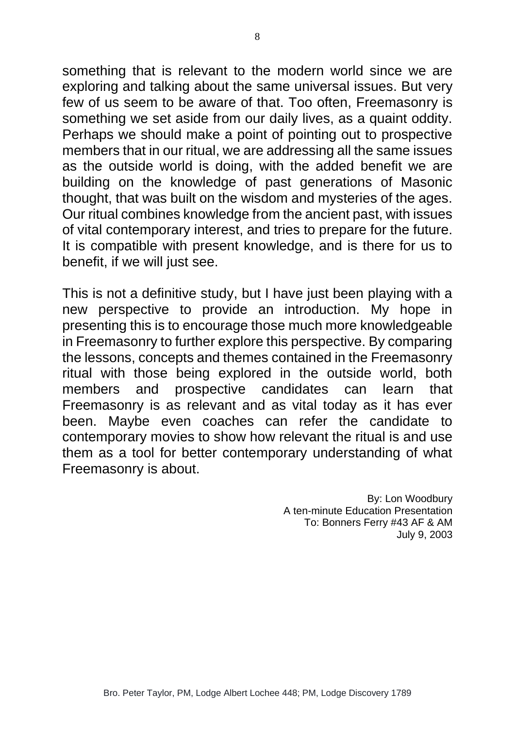something that is relevant to the modern world since we are exploring and talking about the same universal issues. But very few of us seem to be aware of that. Too often, Freemasonry is something we set aside from our daily lives, as a quaint oddity. Perhaps we should make a point of pointing out to prospective members that in our ritual, we are addressing all the same issues as the outside world is doing, with the added benefit we are building on the knowledge of past generations of Masonic thought, that was built on the wisdom and mysteries of the ages. Our ritual combines knowledge from the ancient past, with issues of vital contemporary interest, and tries to prepare for the future. It is compatible with present knowledge, and is there for us to benefit, if we will just see.

This is not a definitive study, but I have just been playing with a new perspective to provide an introduction. My hope in presenting this is to encourage those much more knowledgeable in Freemasonry to further explore this perspective. By comparing the lessons, concepts and themes contained in the Freemasonry ritual with those being explored in the outside world, both members and prospective candidates can learn that Freemasonry is as relevant and as vital today as it has ever been. Maybe even coaches can refer the candidate to contemporary movies to show how relevant the ritual is and use them as a tool for better contemporary understanding of what Freemasonry is about.

By: Lon Woodbury
A ten-minute Education Presentation
To: Bonners Ferry #43 AF & AM
July 9, 2003